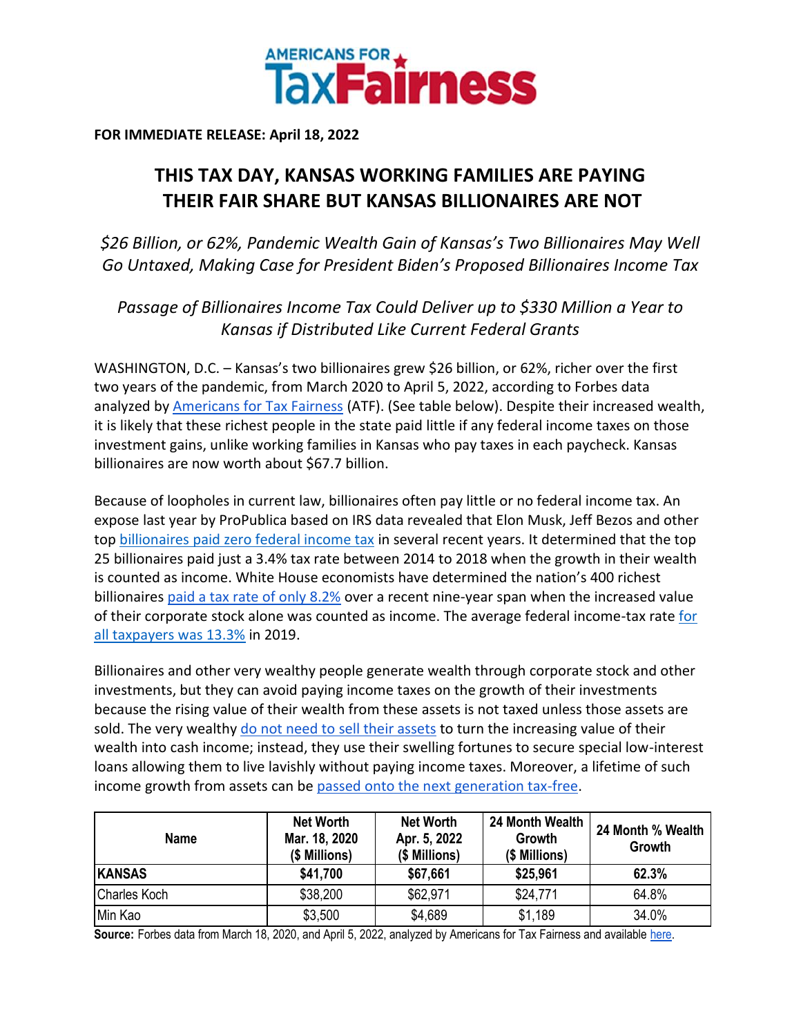**AMERICANS FOR TaxFairness**

**FOR IMMEDIATE RELEASE: April 18, 2022**

# THIS TAX DAY, KANSAS WORKING FAMILIES ARE PAYING THEIR FAIR SHARE BUT KANSAS BILLIONAIRES ARE NOT

*$26 Billion, or 62%, Pandemic Wealth Gain of Kansas's Two Billionaires May Well Go Untaxed, Making Case for President Biden's Proposed Billionaires Income Tax*

*Passage of Billionaires Income Tax Could Deliver up to $330 Million a Year to Kansas if Distributed Like Current Federal Grants*

WASHINGTON, D.C. – Kansas's two billionaires grew $26 billion, or 62%, richer over the first two years of the pandemic, from March 2020 to April 5, 2022, according to Forbes data analyzed by [Americans for Tax Fairness](#) (ATF). (See table below). Despite their increased wealth, it is likely that these richest people in the state paid little if any federal income taxes on those investment gains, unlike working families in Kansas who pay taxes in each paycheck. Kansas billionaires are now worth about $67.7 billion.

Because of loopholes in current law, billionaires often pay little or no federal income tax. An expose last year by ProPublica based on IRS data revealed that Elon Musk, Jeff Bezos and other top [billionaires paid zero federal income tax](#) in several recent years. It determined that the top 25 billionaires paid just a 3.4% tax rate between 2014 to 2018 when the growth in their wealth is counted as income. White House economists have determined the nation's 400 richest billionaires [paid a tax rate of only 8.2%](#) over a recent nine-year span when the increased value of their corporate stock alone was counted as income. The average federal income-tax rate [for all taxpayers was 13.3%](#) in 2019.

Billionaires and other very wealthy people generate wealth through corporate stock and other investments, but they can avoid paying income taxes on the growth of their investments because the rising value of their wealth from these assets is not taxed unless those assets are sold. The very wealthy [do not need to sell their assets](#) to turn the increasing value of their wealth into cash income; instead, they use their swelling fortunes to secure special low-interest loans allowing them to live lavishly without paying income taxes. Moreover, a lifetime of such income growth from assets can be [passed onto the next generation tax-free](#).

| Name | Net Worth Mar. 18, 2020 ($ Millions) | Net Worth Apr. 5, 2022 ($ Millions) | 24 Month Wealth Growth ($ Millions) | 24 Month % Wealth Growth |
|---|---|---|---|---|
| **KANSAS** | **$41,700** | **$67,661** | **$25,961** | **62.3%** |
| Charles Koch | $38,200 | $62,971 | $24,771 | 64.8% |
| Min Kao | $3,500 | $4,689 | $1,189 | 34.0% |

**Source:** Forbes data from March 18, 2020, and April 5, 2022, analyzed by Americans for Tax Fairness and available [here](#).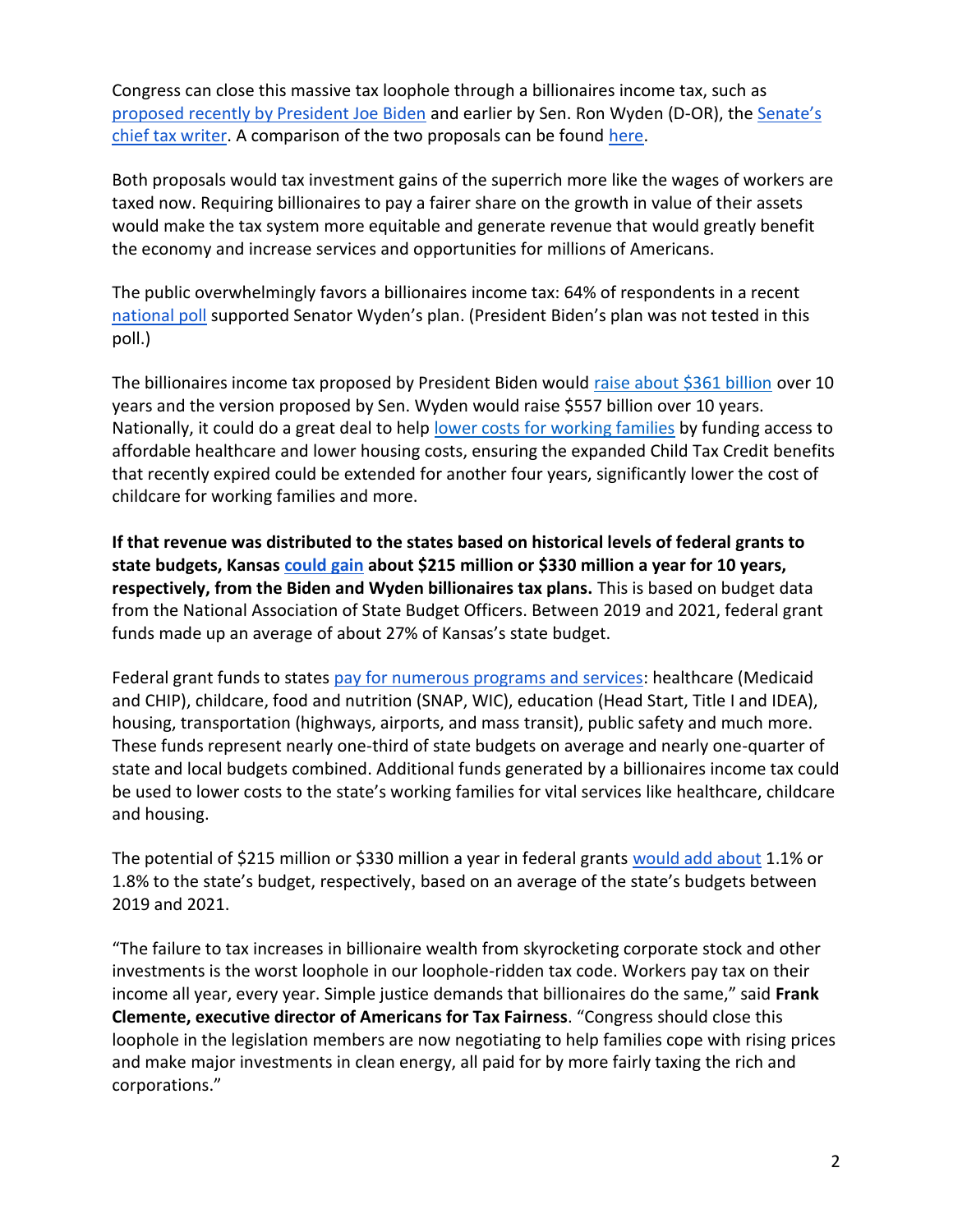Congress can close this massive tax loophole through a billionaires income tax, such as proposed recently by President Joe Biden and earlier by Sen. Ron Wyden (D-OR), the Senate's chief tax writer. A comparison of the two proposals can be found here.

Both proposals would tax investment gains of the superrich more like the wages of workers are taxed now. Requiring billionaires to pay a fairer share on the growth in value of their assets would make the tax system more equitable and generate revenue that would greatly benefit the economy and increase services and opportunities for millions of Americans.

The public overwhelmingly favors a billionaires income tax: 64% of respondents in a recent national poll supported Senator Wyden's plan. (President Biden's plan was not tested in this poll.)

The billionaires income tax proposed by President Biden would raise about $361 billion over 10 years and the version proposed by Sen. Wyden would raise $557 billion over 10 years. Nationally, it could do a great deal to help lower costs for working families by funding access to affordable healthcare and lower housing costs, ensuring the expanded Child Tax Credit benefits that recently expired could be extended for another four years, significantly lower the cost of childcare for working families and more.

**If that revenue was distributed to the states based on historical levels of federal grants to state budgets, Kansas could gain about $215 million or $330 million a year for 10 years, respectively, from the Biden and Wyden billionaires tax plans.** This is based on budget data from the National Association of State Budget Officers. Between 2019 and 2021, federal grant funds made up an average of about 27% of Kansas's state budget.

Federal grant funds to states pay for numerous programs and services: healthcare (Medicaid and CHIP), childcare, food and nutrition (SNAP, WIC), education (Head Start, Title I and IDEA), housing, transportation (highways, airports, and mass transit), public safety and much more. These funds represent nearly one-third of state budgets on average and nearly one-quarter of state and local budgets combined. Additional funds generated by a billionaires income tax could be used to lower costs to the state's working families for vital services like healthcare, childcare and housing.

The potential of $215 million or $330 million a year in federal grants would add about 1.1% or 1.8% to the state's budget, respectively, based on an average of the state's budgets between 2019 and 2021.

"The failure to tax increases in billionaire wealth from skyrocketing corporate stock and other investments is the worst loophole in our loophole-ridden tax code. Workers pay tax on their income all year, every year. Simple justice demands that billionaires do the same," said **Frank Clemente, executive director of Americans for Tax Fairness**. "Congress should close this loophole in the legislation members are now negotiating to help families cope with rising prices and make major investments in clean energy, all paid for by more fairly taxing the rich and corporations."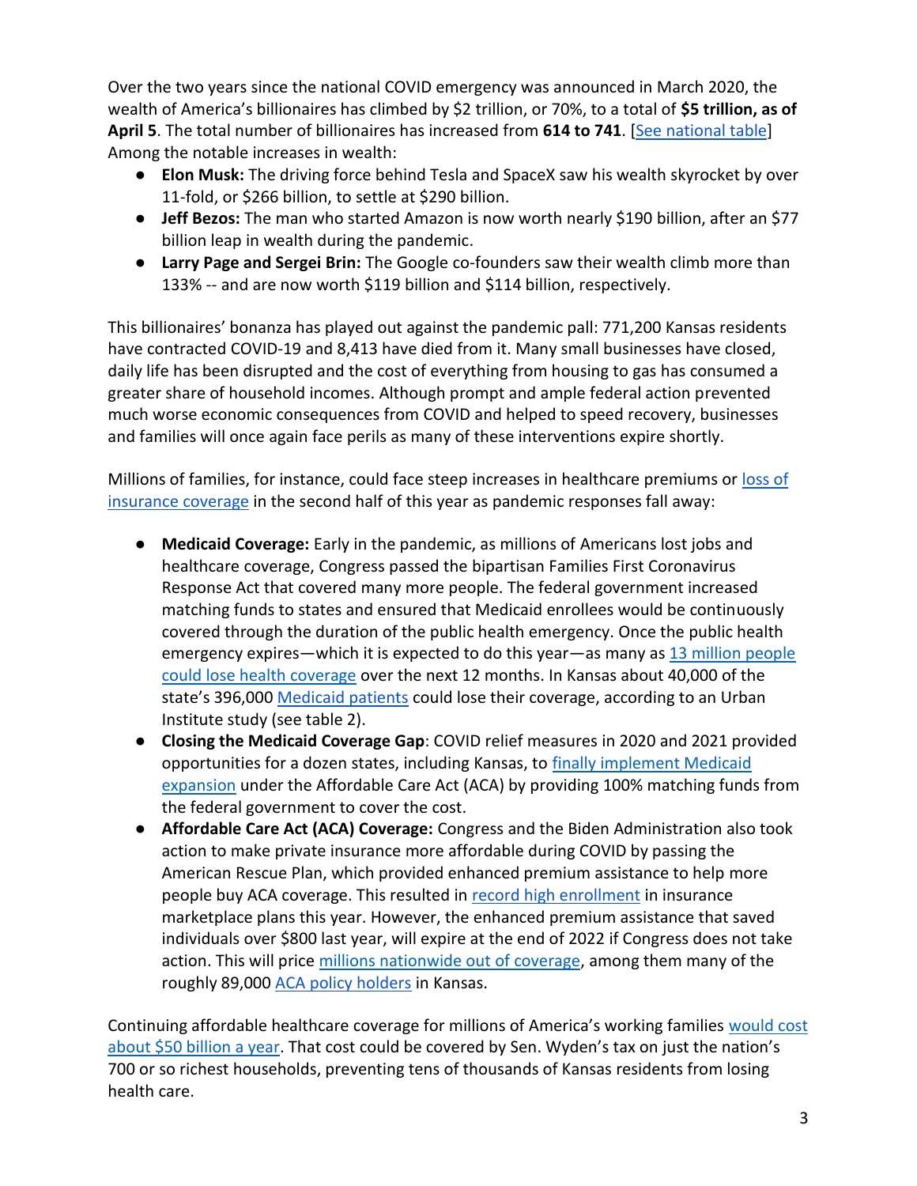Over the two years since the national COVID emergency was announced in March 2020, the wealth of America's billionaires has climbed by $2 trillion, or 70%, to a total of **$5 trillion, as of April 5**. The total number of billionaires has increased from **614 to 741**. [See national table] Among the notable increases in wealth:

- **Elon Musk:** The driving force behind Tesla and SpaceX saw his wealth skyrocket by over 11-fold, or $266 billion, to settle at $290 billion.
- **Jeff Bezos:** The man who started Amazon is now worth nearly $190 billion, after an $77 billion leap in wealth during the pandemic.
- **Larry Page and Sergei Brin:** The Google co-founders saw their wealth climb more than 133% -- and are now worth $119 billion and $114 billion, respectively.

This billionaires' bonanza has played out against the pandemic pall: 771,200 Kansas residents have contracted COVID-19 and 8,413 have died from it. Many small businesses have closed, daily life has been disrupted and the cost of everything from housing to gas has consumed a greater share of household incomes. Although prompt and ample federal action prevented much worse economic consequences from COVID and helped to speed recovery, businesses and families will once again face perils as many of these interventions expire shortly.

Millions of families, for instance, could face steep increases in healthcare premiums or loss of insurance coverage in the second half of this year as pandemic responses fall away:

- **Medicaid Coverage:** Early in the pandemic, as millions of Americans lost jobs and healthcare coverage, Congress passed the bipartisan Families First Coronavirus Response Act that covered many more people. The federal government increased matching funds to states and ensured that Medicaid enrollees would be continuously covered through the duration of the public health emergency. Once the public health emergency expires—which it is expected to do this year—as many as 13 million people could lose health coverage over the next 12 months. In Kansas about 40,000 of the state's 396,000 Medicaid patients could lose their coverage, according to an Urban Institute study (see table 2).
- **Closing the Medicaid Coverage Gap**: COVID relief measures in 2020 and 2021 provided opportunities for a dozen states, including Kansas, to finally implement Medicaid expansion under the Affordable Care Act (ACA) by providing 100% matching funds from the federal government to cover the cost.
- **Affordable Care Act (ACA) Coverage:** Congress and the Biden Administration also took action to make private insurance more affordable during COVID by passing the American Rescue Plan, which provided enhanced premium assistance to help more people buy ACA coverage. This resulted in record high enrollment in insurance marketplace plans this year. However, the enhanced premium assistance that saved individuals over $800 last year, will expire at the end of 2022 if Congress does not take action. This will price millions nationwide out of coverage, among them many of the roughly 89,000 ACA policy holders in Kansas.

Continuing affordable healthcare coverage for millions of America's working families would cost about $50 billion a year. That cost could be covered by Sen. Wyden's tax on just the nation's 700 or so richest households, preventing tens of thousands of Kansas residents from losing health care.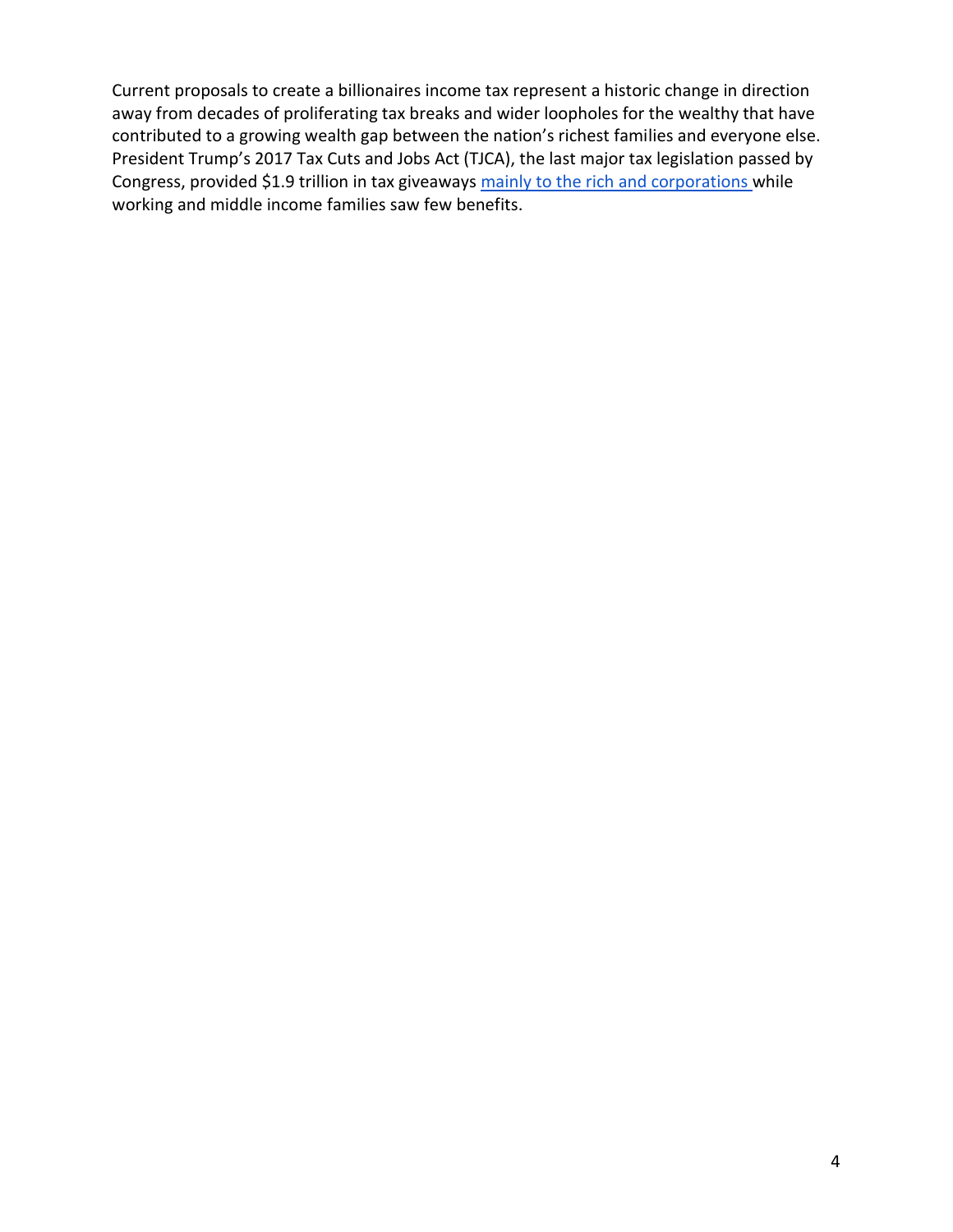Current proposals to create a billionaires income tax represent a historic change in direction away from decades of proliferating tax breaks and wider loopholes for the wealthy that have contributed to a growing wealth gap between the nation's richest families and everyone else. President Trump's 2017 Tax Cuts and Jobs Act (TJCA), the last major tax legislation passed by Congress, provided $1.9 trillion in tax giveaways mainly to the rich and corporations while working and middle income families saw few benefits.